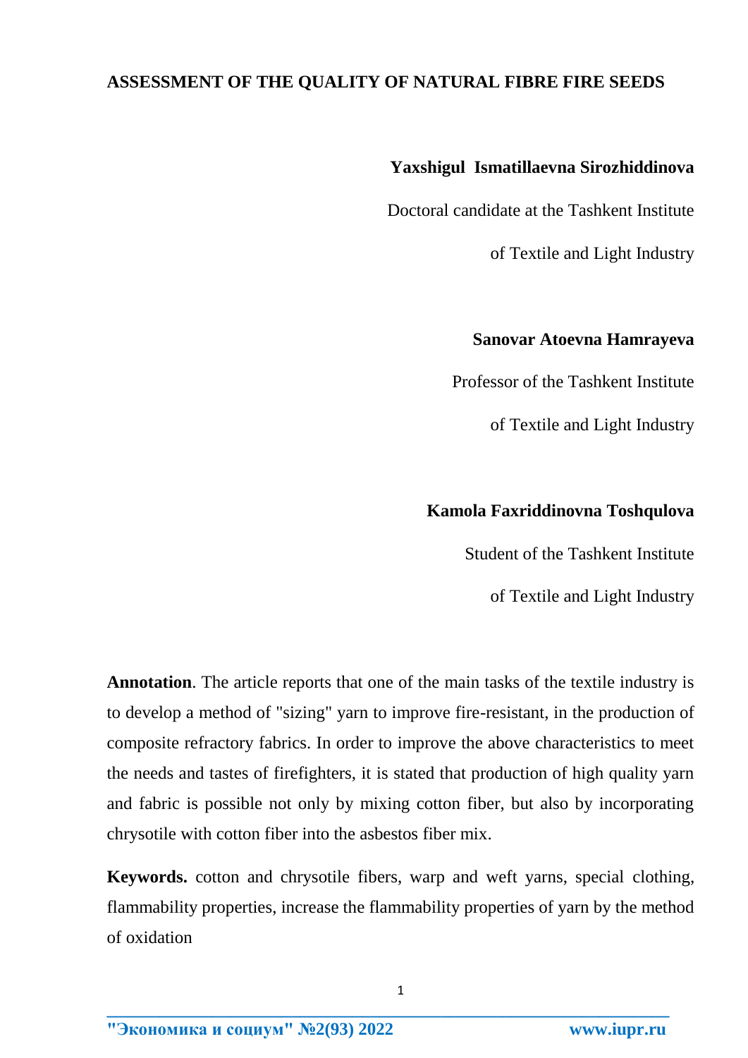# ASSESSMENT OF THE QUALITY OF NATURAL FIBRE FIRE SEEDS

**Yaxshigul Ismatillaevna Sirozhiddinova**

Doctoral candidate at the Tashkent Institute of Textile and Light Industry

**Sanovar Atoevna Hamrayeva**

Professor of the Tashkent Institute of Textile and Light Industry

**Kamola Faxriddinovna Toshqulova**

Student of the Tashkent Institute of Textile and Light Industry

**Annotation**. The article reports that one of the main tasks of the textile industry is to develop a method of "sizing" yarn to improve fire-resistant, in the production of composite refractory fabrics. In order to improve the above characteristics to meet the needs and tastes of firefighters, it is stated that production of high quality yarn and fabric is possible not only by mixing cotton fiber, but also by incorporating chrysotile with cotton fiber into the asbestos fiber mix.

**Keywords.** cotton and chrysotile fibers, warp and weft yarns, special clothing, flammability properties, increase the flammability properties of yarn by the method of oxidation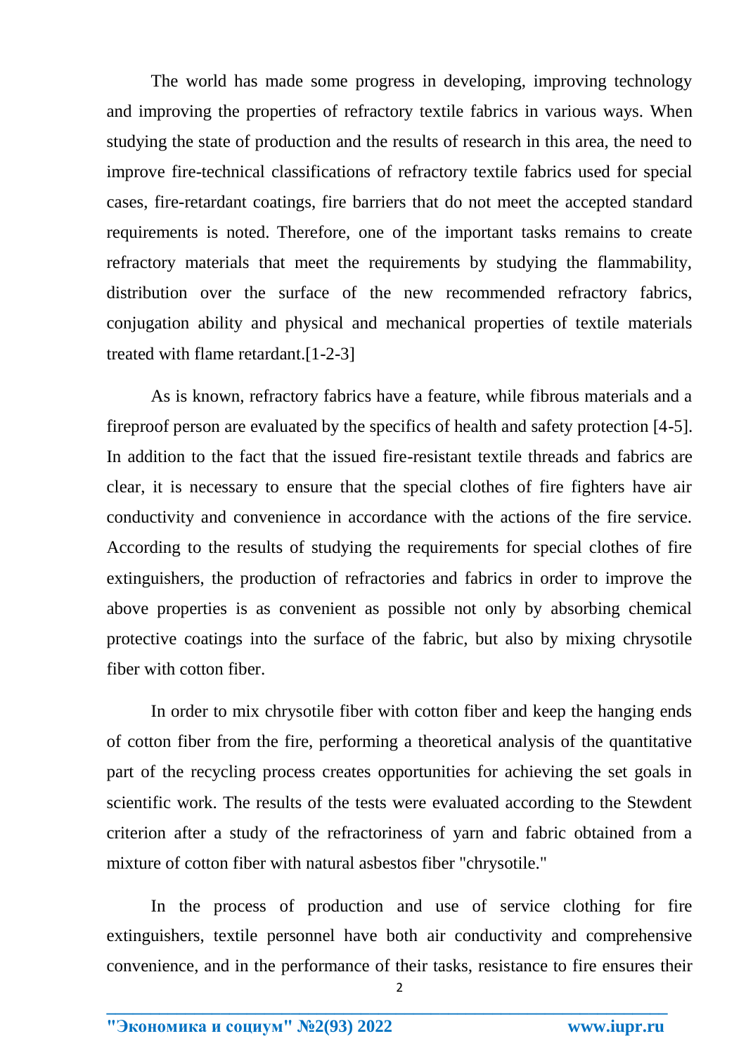The world has made some progress in developing, improving technology and improving the properties of refractory textile fabrics in various ways. When studying the state of production and the results of research in this area, the need to improve fire-technical classifications of refractory textile fabrics used for special cases, fire-retardant coatings, fire barriers that do not meet the accepted standard requirements is noted. Therefore, one of the important tasks remains to create refractory materials that meet the requirements by studying the flammability, distribution over the surface of the new recommended refractory fabrics, conjugation ability and physical and mechanical properties of textile materials treated with flame retardant.[1-2-3]

As is known, refractory fabrics have a feature, while fibrous materials and a fireproof person are evaluated by the specifics of health and safety protection [4-5]. In addition to the fact that the issued fire-resistant textile threads and fabrics are clear, it is necessary to ensure that the special clothes of fire fighters have air conductivity and convenience in accordance with the actions of the fire service. According to the results of studying the requirements for special clothes of fire extinguishers, the production of refractories and fabrics in order to improve the above properties is as convenient as possible not only by absorbing chemical protective coatings into the surface of the fabric, but also by mixing chrysotile fiber with cotton fiber.

In order to mix chrysotile fiber with cotton fiber and keep the hanging ends of cotton fiber from the fire, performing a theoretical analysis of the quantitative part of the recycling process creates opportunities for achieving the set goals in scientific work. The results of the tests were evaluated according to the Stewdent criterion after a study of the refractoriness of yarn and fabric obtained from a mixture of cotton fiber with natural asbestos fiber "chrysotile."

In the process of production and use of service clothing for fire extinguishers, textile personnel have both air conductivity and comprehensive convenience, and in the performance of their tasks, resistance to fire ensures their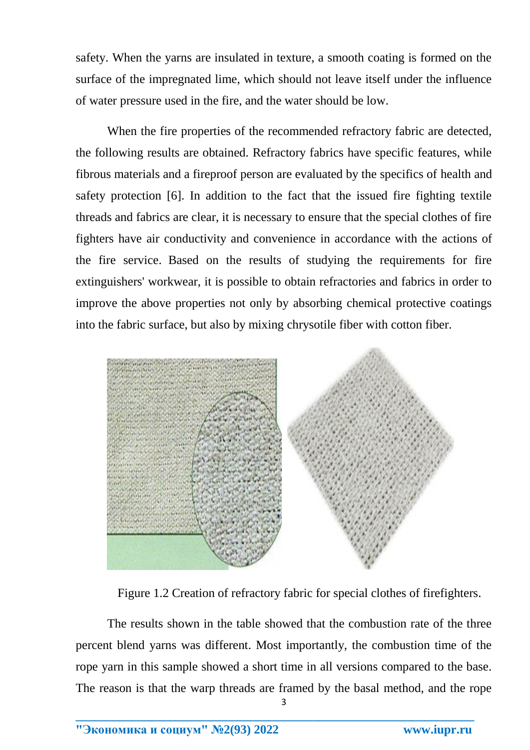safety. When the yarns are insulated in texture, a smooth coating is formed on the surface of the impregnated lime, which should not leave itself under the influence of water pressure used in the fire, and the water should be low.

When the fire properties of the recommended refractory fabric are detected, the following results are obtained. Refractory fabrics have specific features, while fibrous materials and a fireproof person are evaluated by the specifics of health and safety protection [6]. In addition to the fact that the issued fire fighting textile threads and fabrics are clear, it is necessary to ensure that the special clothes of fire fighters have air conductivity and convenience in accordance with the actions of the fire service. Based on the results of studying the requirements for fire extinguishers' workwear, it is possible to obtain refractories and fabrics in order to improve the above properties not only by absorbing chemical protective coatings into the fabric surface, but also by mixing chrysotile fiber with cotton fiber.

Figure 1.2 Creation of refractory fabric for special clothes of firefighters.

The results shown in the table showed that the combustion rate of the three percent blend yarns was different. Most importantly, the combustion time of the rope yarn in this sample showed a short time in all versions compared to the base. The reason is that the warp threads are framed by the basal method, and the rope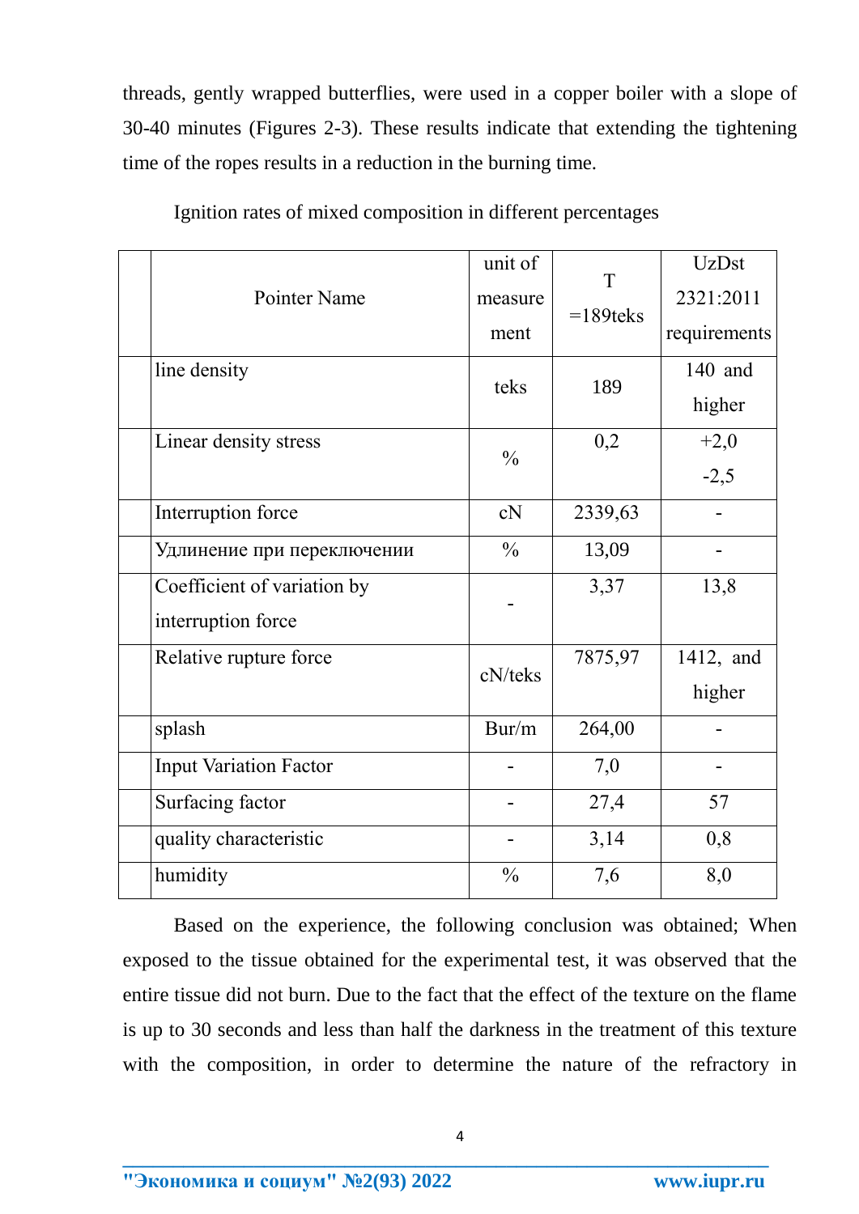threads, gently wrapped butterflies, were used in a copper boiler with a slope of 30-40 minutes (Figures 2-3). These results indicate that extending the tightening time of the ropes results in a reduction in the burning time.

Ignition rates of mixed composition in different percentages

| | Pointer Name | unit of measure ment | T =189teks | UzDst 2321:2011 requirements |
|---|---|---|---|---|
| | line density | teks | 189 | 140 and higher |
| | Linear density stress | % | 0,2 | +2,0 -2,5 |
| | Interruption force | cN | 2339,63 | - |
| | Удлинение при переключении | % | 13,09 | - |
| | Coefficient of variation by interruption force | - | 3,37 | 13,8 |
| | Relative rupture force | cN/teks | 7875,97 | 1412, and higher |
| | splash | Bur/m | 264,00 | - |
| | Input Variation Factor | - | 7,0 | - |
| | Surfacing factor | - | 27,4 | 57 |
| | quality characteristic | - | 3,14 | 0,8 |
| | humidity | % | 7,6 | 8,0 |

Based on the experience, the following conclusion was obtained; When exposed to the tissue obtained for the experimental test, it was observed that the entire tissue did not burn. Due to the fact that the effect of the texture on the flame is up to 30 seconds and less than half the darkness in the treatment of this texture with the composition, in order to determine the nature of the refractory in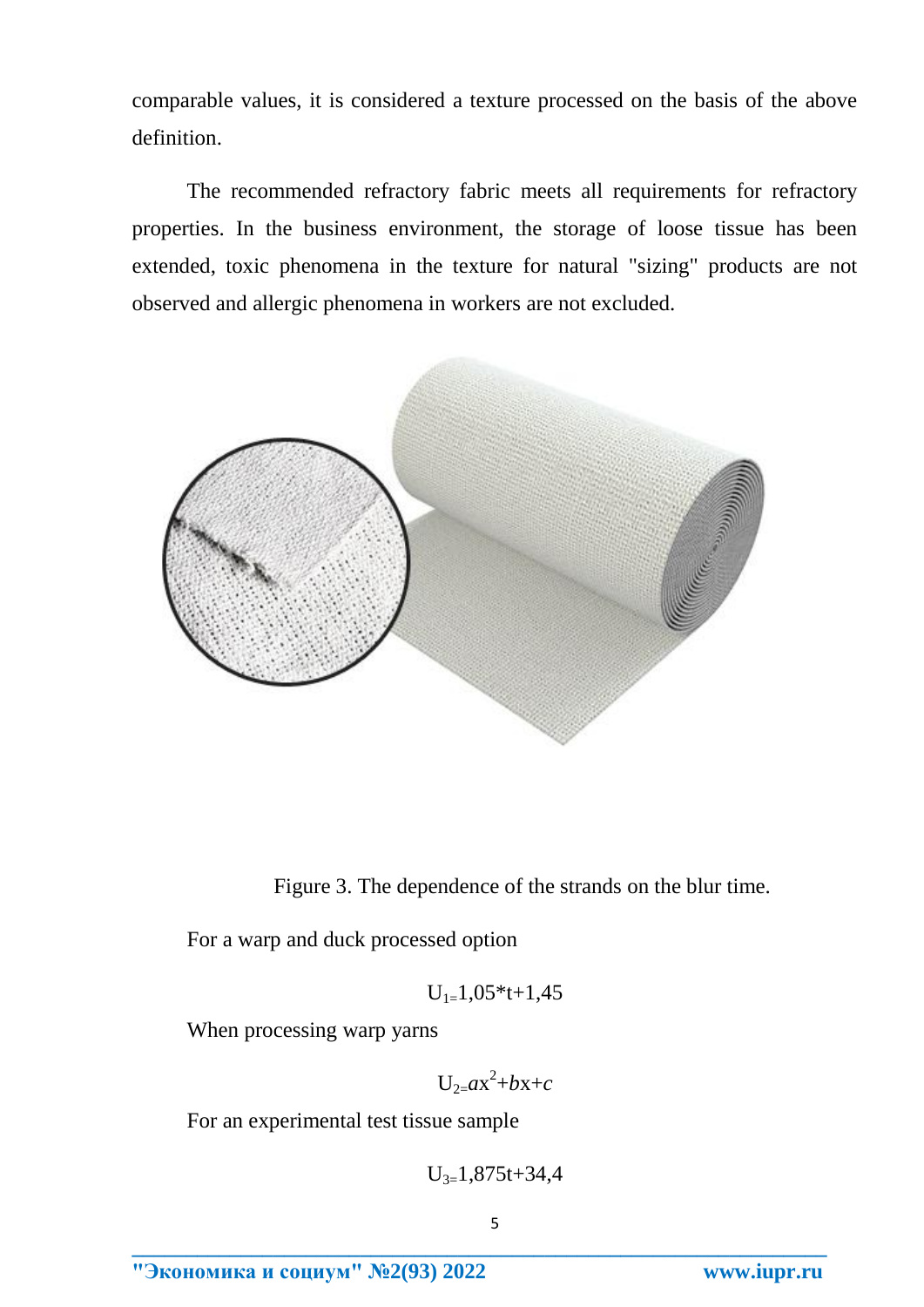comparable values, it is considered a texture processed on the basis of the above definition.

The recommended refractory fabric meets all requirements for refractory properties. In the business environment, the storage of loose tissue has been extended, toxic phenomena in the texture for natural "sizing" products are not observed and allergic phenomena in workers are not excluded.

Figure 3. The dependence of the strands on the blur time.

For a warp and duck processed option

$$U_1 = 1{,}05 * t + 1{,}45$$

When processing warp yarns

$$U_2 = ax^2 + bx + c$$

For an experimental test tissue sample

$$U_3 = 1{,}875t + 34{,}4$$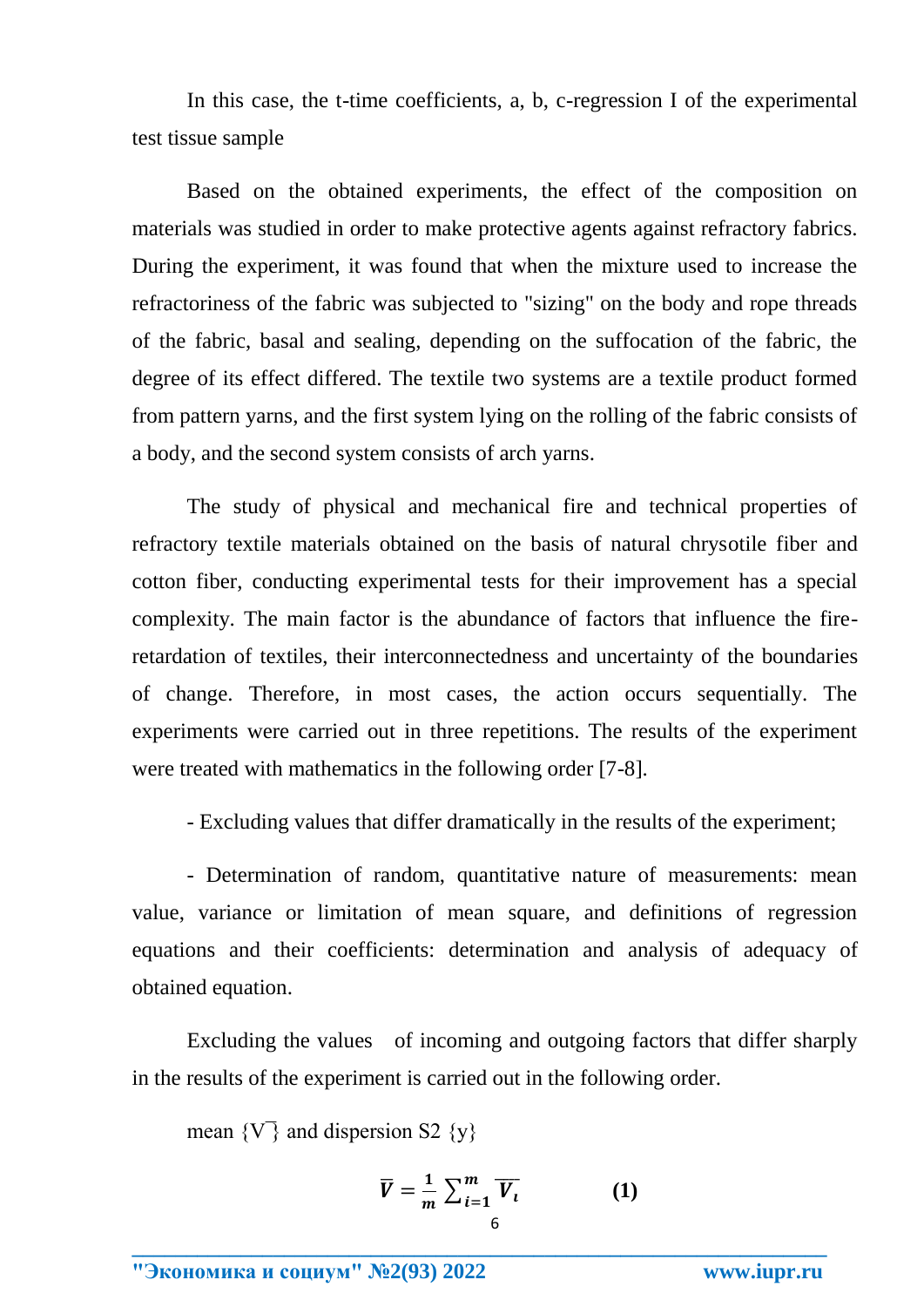In this case, the t-time coefficients, a, b, c-regression I of the experimental test tissue sample

Based on the obtained experiments, the effect of the composition on materials was studied in order to make protective agents against refractory fabrics. During the experiment, it was found that when the mixture used to increase the refractoriness of the fabric was subjected to "sizing" on the body and rope threads of the fabric, basal and sealing, depending on the suffocation of the fabric, the degree of its effect differed. The textile two systems are a textile product formed from pattern yarns, and the first system lying on the rolling of the fabric consists of a body, and the second system consists of arch yarns.

The study of physical and mechanical fire and technical properties of refractory textile materials obtained on the basis of natural chrysotile fiber and cotton fiber, conducting experimental tests for their improvement has a special complexity. The main factor is the abundance of factors that influence the fire-retardation of textiles, their interconnectedness and uncertainty of the boundaries of change. Therefore, in most cases, the action occurs sequentially. The experiments were carried out in three repetitions. The results of the experiment were treated with mathematics in the following order [7-8].

- Excluding values that differ dramatically in the results of the experiment;

- Determination of random, quantitative nature of measurements: mean value, variance or limitation of mean square, and definitions of regression equations and their coefficients: determination and analysis of adequacy of obtained equation.

Excluding the values of incoming and outgoing factors that differ sharply in the results of the experiment is carried out in the following order.

mean $\{\overline{V}\}$ and dispersion $S2$ $\{y\}$

$$\overline{V} = \frac{1}{m}\sum_{i=1}^{m}\overline{V_i} \qquad (1)$$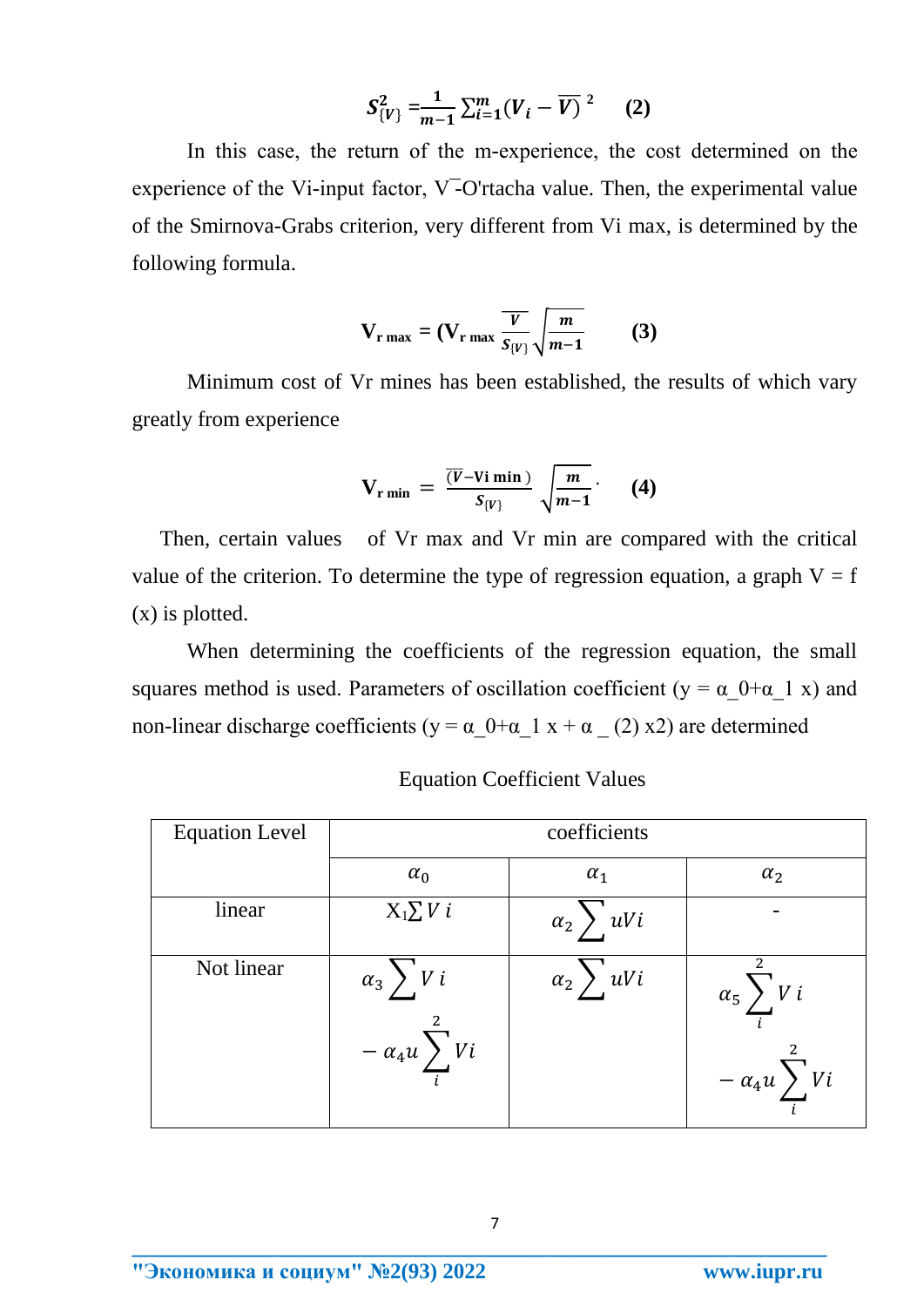$$S^2_{\{V\}} = \frac{1}{m-1}\sum_{i=1}^{m}(V_i - \overline{V})^2 \qquad (2)$$

In this case, the return of the m-experience, the cost determined on the experience of the Vi-input factor, $\overline{V}$-O'rtacha value. Then, the experimental value of the Smirnova-Grabs criterion, very different from Vi max, is determined by the following formula.

$$\mathbf{V}_{\mathbf{r\ max}} = (\mathbf{V}_{\mathbf{r\ max}} \frac{\overline{V}}{S_{\{V\}}} \sqrt{\frac{m}{m-1}} \qquad (3)$$

Minimum cost of Vr mines has been established, the results of which vary greatly from experience

$$\mathbf{V}_{\mathbf{r\ min}} = \frac{(\overline{V} - \mathbf{Vi\ min})}{S_{\{V\}}} \sqrt{\frac{m}{m-1}}. \qquad (4)$$

Then, certain values of Vr max and Vr min are compared with the critical value of the criterion. To determine the type of regression equation, a graph V = f (x) is plotted.

When determining the coefficients of the regression equation, the small squares method is used. Parameters of oscillation coefficient (y = α_0+α_1 x) and non-linear discharge coefficients (y = α_0+α_1 x + α _ (2) x2) are determined

Equation Coefficient Values

| Equation Level | coefficients | | |
|---|---|---|---|
| | $\alpha_0$ | $\alpha_1$ | $\alpha_2$ |
| linear | $X_1\sum V\,i$ | $\alpha_2 \sum uVi$ | - |
| Not linear | $\alpha_3 \sum V\,i$ $- \alpha_4 u \sum_i^2 Vi$ | $\alpha_2 \sum uVi$ | $\alpha_5 \sum_i^2 V\,i$ $- \alpha_4 u \sum_i^2 Vi$ |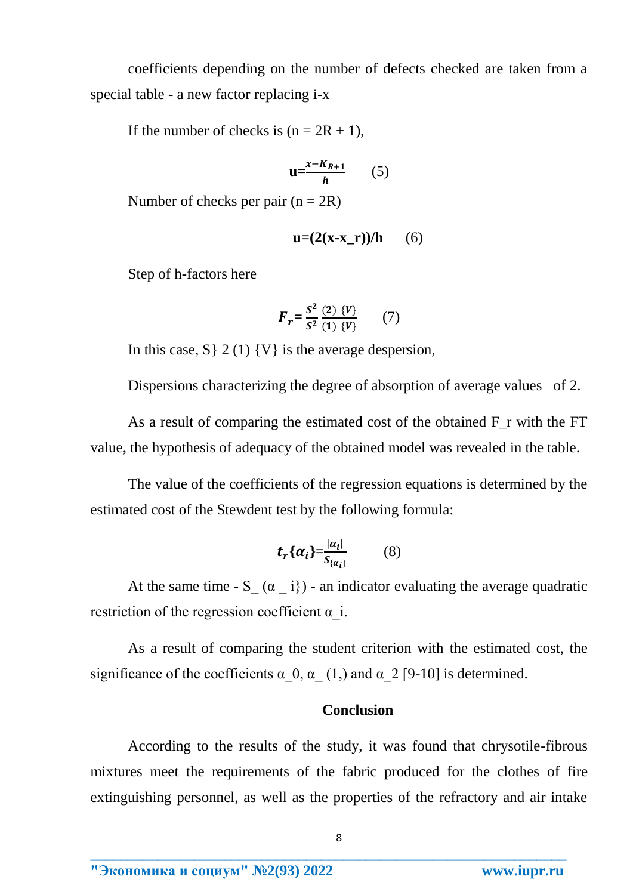coefficients depending on the number of defects checked are taken from a special table - a new factor replacing i-x

If the number of checks is ($n = 2R + 1$),

$$\mathbf{u}=\frac{x-K_{R+1}}{h} \qquad (5)$$

Number of checks per pair ($n = 2R$)

$$\mathbf{u=(2(x-x_r))/h} \qquad (6)$$

Step of h-factors here

$$F_r=\frac{S^2}{S^2}\frac{(2)\ \{V\}}{(1)\ \{V\}} \qquad (7)$$

In this case, S} 2 (1) {V} is the average despersion,

Dispersions characterizing the degree of absorption of average values of 2.

As a result of comparing the estimated cost of the obtained F_r with the FT value, the hypothesis of adequacy of the obtained model was revealed in the table.

The value of the coefficients of the regression equations is determined by the estimated cost of the Stewdent test by the following formula:

$$t_r\{\alpha_i\}=\frac{|\alpha_i|}{S_{\{\alpha_i\}}} \qquad (8)$$

At the same time - S_ (α _ i}) - an indicator evaluating the average quadratic restriction of the regression coefficient α_i.

As a result of comparing the student criterion with the estimated cost, the significance of the coefficients α_0, α_ (1,) and α_2 [9-10] is determined.

## Conclusion

According to the results of the study, it was found that chrysotile-fibrous mixtures meet the requirements of the fabric produced for the clothes of fire extinguishing personnel, as well as the properties of the refractory and air intake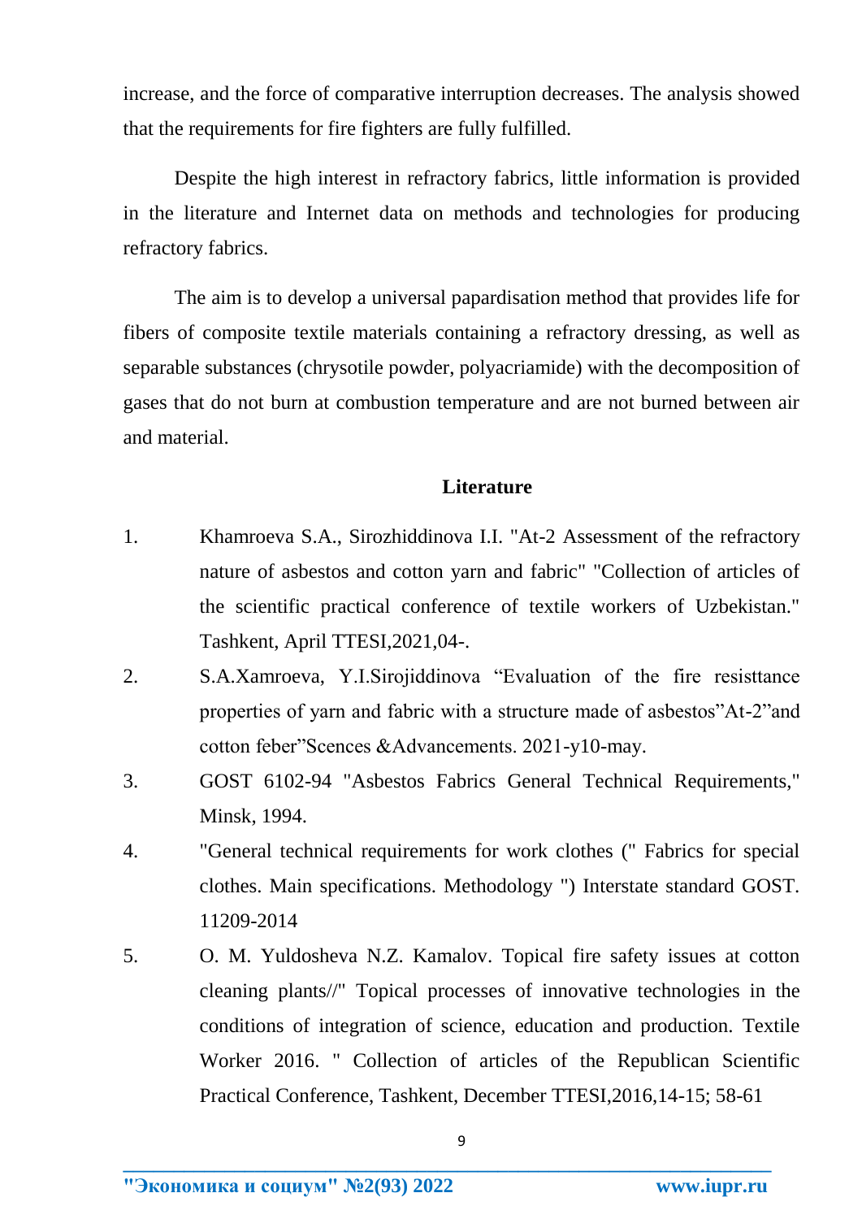increase, and the force of comparative interruption decreases. The analysis showed that the requirements for fire fighters are fully fulfilled.

Despite the high interest in refractory fabrics, little information is provided in the literature and Internet data on methods and technologies for producing refractory fabrics.

The aim is to develop a universal papardisation method that provides life for fibers of composite textile materials containing a refractory dressing, as well as separable substances (chrysotile powder, polyacriamide) with the decomposition of gases that do not burn at combustion temperature and are not burned between air and material.

## Literature

1. Khamroeva S.A., Sirozhiddinova I.I. "At-2 Assessment of the refractory nature of asbestos and cotton yarn and fabric" "Collection of articles of the scientific practical conference of textile workers of Uzbekistan." Tashkent, April TTESI,2021,04-.
2. S.A.Xamroeva, Y.I.Sirojiddinova "Evaluation of the fire resisttance properties of yarn and fabric with a structure made of asbestos"At-2"and cotton feber"Scences &Advancements. 2021-y10-may.
3. GOST 6102-94 "Asbestos Fabrics General Technical Requirements," Minsk, 1994.
4. "General technical requirements for work clothes (" Fabrics for special clothes. Main specifications. Methodology ") Interstate standard GOST. 11209-2014
5. O. M. Yuldosheva N.Z. Kamalov. Topical fire safety issues at cotton cleaning plants//" Topical processes of innovative technologies in the conditions of integration of science, education and production. Textile Worker 2016. " Collection of articles of the Republican Scientific Practical Conference, Tashkent, December TTESI,2016,14-15; 58-61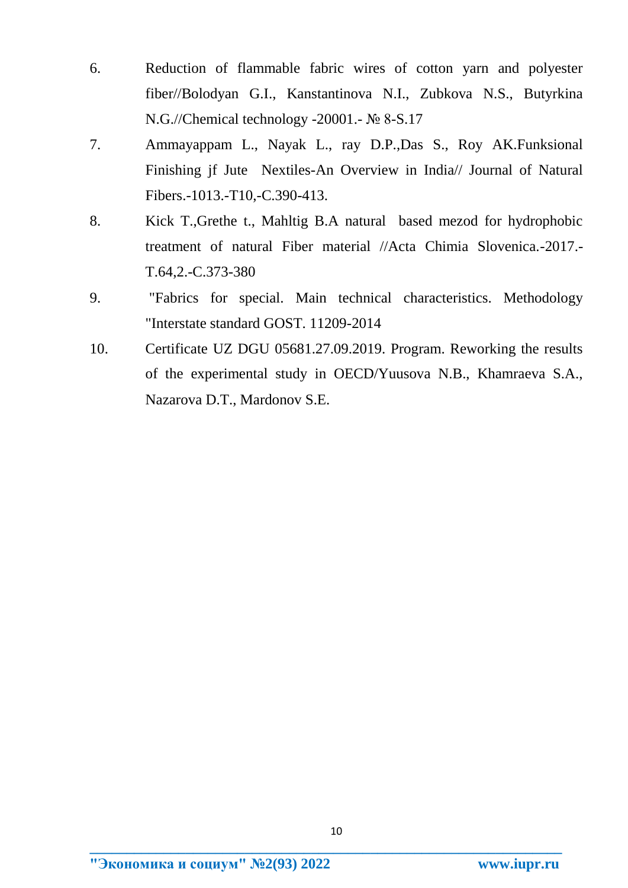6. Reduction of flammable fabric wires of cotton yarn and polyester fiber//Bolodyan G.I., Kanstantinova N.I., Zubkova N.S., Butyrkina N.G.//Chemical technology -20001.- № 8-S.17
7. Ammayappam L., Nayak L., ray D.P.,Das S., Roy AK.Funksional Finishing jf Jute Nextiles-An Overview in India// Journal of Natural Fibers.-1013.-T10,-C.390-413.
8. Kick T.,Grethe t., Mahltig B.A natural based mezod for hydrophobic treatment of natural Fiber material //Acta Chimia Slovenica.-2017.-T.64,2.-C.373-380
9. "Fabrics for special. Main technical characteristics. Methodology "Interstate standard GOST. 11209-2014
10. Certificate UZ DGU 05681.27.09.2019. Program. Reworking the results of the experimental study in OECD/Yuusova N.B., Khamraeva S.A., Nazarova D.T., Mardonov S.E.